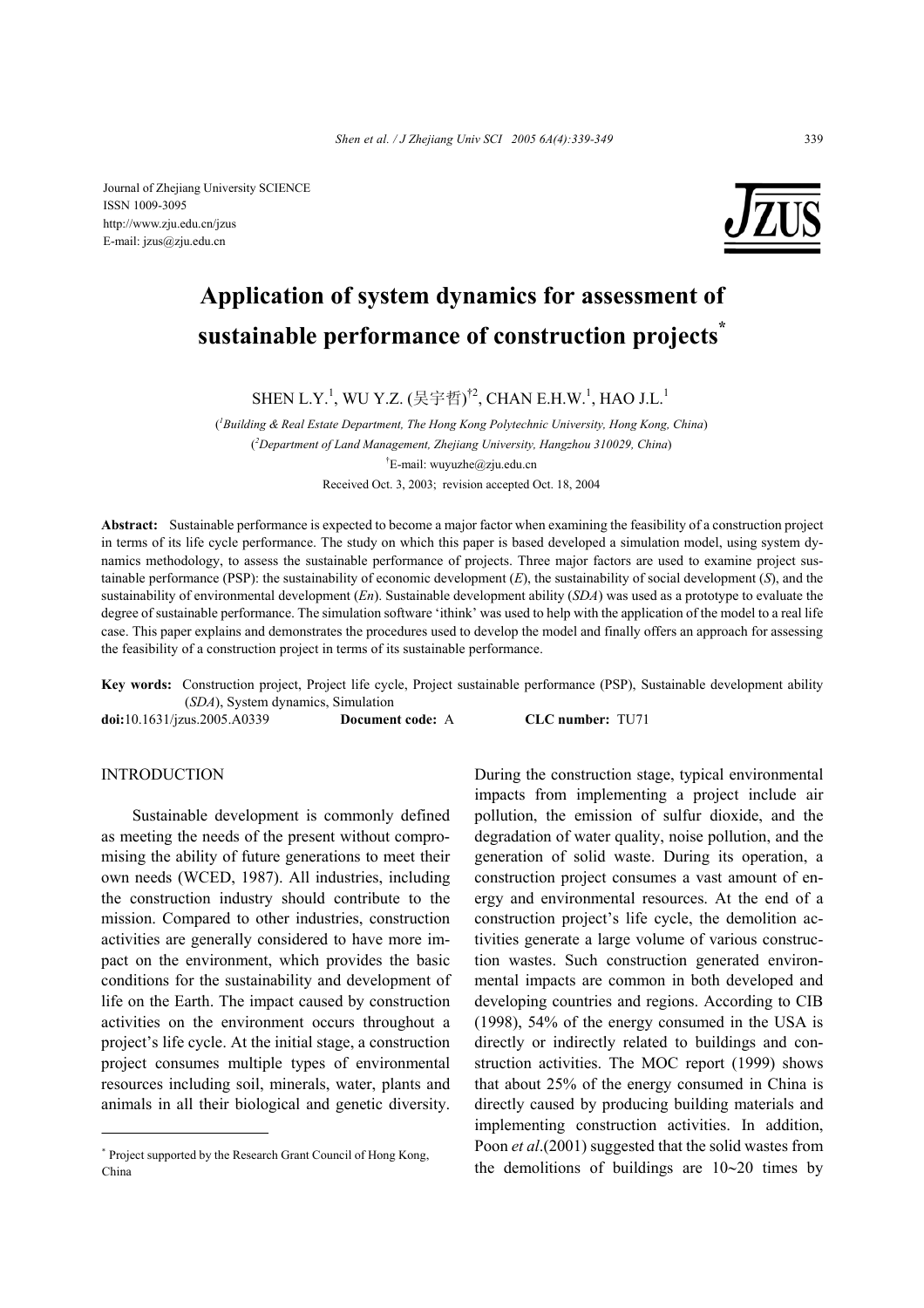Journal of Zhejiang University SCIENCE
ISSN 1009-3095
http://www.zju.edu.cn/jzus
E-mail: jzus@zju.edu.cn

# Application of system dynamics for assessment of sustainable performance of construction projects*

SHEN L.Y.[1], WU Y.Z. (吴宇哲)[†2], CHAN E.H.W.[1], HAO J.L.[1]

([1]Building & Real Estate Department, The Hong Kong Polytechnic University, Hong Kong, China)

([2]Department of Land Management, Zhejiang University, Hangzhou 310029, China)

[†]E-mail: wuyuzhe@zju.edu.cn

Received Oct. 3, 2003; revision accepted Oct. 18, 2004

**Abstract:** Sustainable performance is expected to become a major factor when examining the feasibility of a construction project in terms of its life cycle performance. The study on which this paper is based developed a simulation model, using system dynamics methodology, to assess the sustainable performance of projects. Three major factors are used to examine project sustainable performance (PSP): the sustainability of economic development (*E*), the sustainability of social development (*S*), and the sustainability of environmental development (*En*). Sustainable development ability (*SDA*) was used as a prototype to evaluate the degree of sustainable performance. The simulation software 'ithink' was used to help with the application of the model to a real life case. This paper explains and demonstrates the procedures used to develop the model and finally offers an approach for assessing the feasibility of a construction project in terms of its sustainable performance.

**Key words:** Construction project, Project life cycle, Project sustainable performance (PSP), Sustainable development ability (*SDA*), System dynamics, Simulation

**doi:**10.1631/jzus.2005.A0339 **Document code:** A **CLC number:** TU71

## INTRODUCTION

Sustainable development is commonly defined as meeting the needs of the present without compromising the ability of future generations to meet their own needs (WCED, 1987). All industries, including the construction industry should contribute to the mission. Compared to other industries, construction activities are generally considered to have more impact on the environment, which provides the basic conditions for the sustainability and development of life on the Earth. The impact caused by construction activities on the environment occurs throughout a project's life cycle. At the initial stage, a construction project consumes multiple types of environmental resources including soil, minerals, water, plants and animals in all their biological and genetic diversity. During the construction stage, typical environmental impacts from implementing a project include air pollution, the emission of sulfur dioxide, and the degradation of water quality, noise pollution, and the generation of solid waste. During its operation, a construction project consumes a vast amount of energy and environmental resources. At the end of a construction project's life cycle, the demolition activities generate a large volume of various construction wastes. Such construction generated environmental impacts are common in both developed and developing countries and regions. According to CIB (1998), 54% of the energy consumed in the USA is directly or indirectly related to buildings and construction activities. The MOC report (1999) shows that about 25% of the energy consumed in China is directly caused by producing building materials and implementing construction activities. In addition, Poon *et al*.(2001) suggested that the solid wastes from the demolitions of buildings are 10~20 times by

---

* Project supported by the Research Grant Council of Hong Kong, China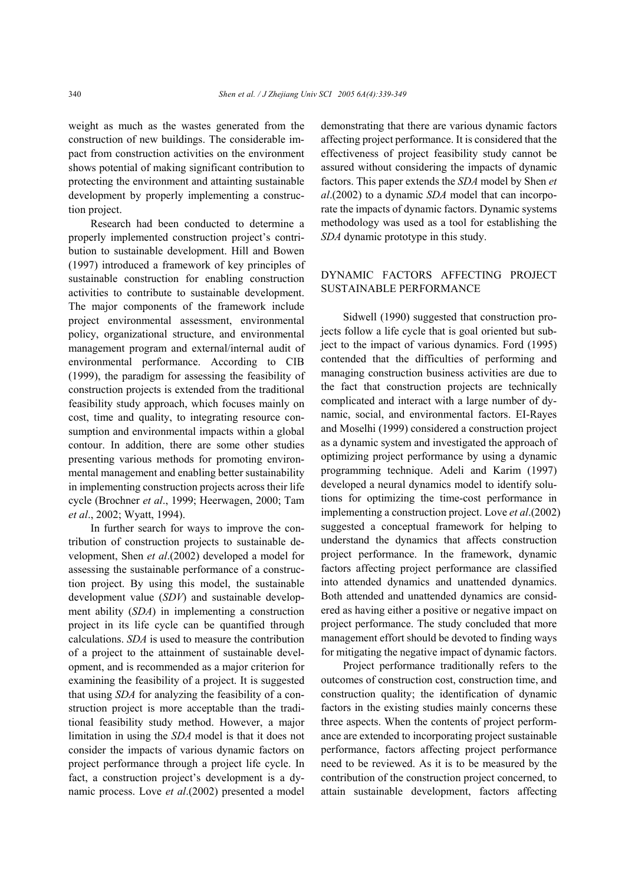weight as much as the wastes generated from the construction of new buildings. The considerable impact from construction activities on the environment shows potential of making significant contribution to protecting the environment and attainting sustainable development by properly implementing a construction project.

Research had been conducted to determine a properly implemented construction project's contribution to sustainable development. Hill and Bowen (1997) introduced a framework of key principles of sustainable construction for enabling construction activities to contribute to sustainable development. The major components of the framework include project environmental assessment, environmental policy, organizational structure, and environmental management program and external/internal audit of environmental performance. According to CIB (1999), the paradigm for assessing the feasibility of construction projects is extended from the traditional feasibility study approach, which focuses mainly on cost, time and quality, to integrating resource consumption and environmental impacts within a global contour. In addition, there are some other studies presenting various methods for promoting environmental management and enabling better sustainability in implementing construction projects across their life cycle (Brochner *et al*., 1999; Heerwagen, 2000; Tam *et al*., 2002; Wyatt, 1994).

In further search for ways to improve the contribution of construction projects to sustainable development, Shen *et al*.(2002) developed a model for assessing the sustainable performance of a construction project. By using this model, the sustainable development value (*SDV*) and sustainable development ability (*SDA*) in implementing a construction project in its life cycle can be quantified through calculations. *SDA* is used to measure the contribution of a project to the attainment of sustainable development, and is recommended as a major criterion for examining the feasibility of a project. It is suggested that using *SDA* for analyzing the feasibility of a construction project is more acceptable than the traditional feasibility study method. However, a major limitation in using the *SDA* model is that it does not consider the impacts of various dynamic factors on project performance through a project life cycle. In fact, a construction project's development is a dynamic process. Love *et al*.(2002) presented a model demonstrating that there are various dynamic factors affecting project performance. It is considered that the effectiveness of project feasibility study cannot be assured without considering the impacts of dynamic factors. This paper extends the *SDA* model by Shen *et al*.(2002) to a dynamic *SDA* model that can incorporate the impacts of dynamic factors. Dynamic systems methodology was used as a tool for establishing the *SDA* dynamic prototype in this study.

## DYNAMIC FACTORS AFFECTING PROJECT SUSTAINABLE PERFORMANCE

Sidwell (1990) suggested that construction projects follow a life cycle that is goal oriented but subject to the impact of various dynamics. Ford (1995) contended that the difficulties of performing and managing construction business activities are due to the fact that construction projects are technically complicated and interact with a large number of dynamic, social, and environmental factors. EI-Rayes and Moselhi (1999) considered a construction project as a dynamic system and investigated the approach of optimizing project performance by using a dynamic programming technique. Adeli and Karim (1997) developed a neural dynamics model to identify solutions for optimizing the time-cost performance in implementing a construction project. Love *et al*.(2002) suggested a conceptual framework for helping to understand the dynamics that affects construction project performance. In the framework, dynamic factors affecting project performance are classified into attended dynamics and unattended dynamics. Both attended and unattended dynamics are considered as having either a positive or negative impact on project performance. The study concluded that more management effort should be devoted to finding ways for mitigating the negative impact of dynamic factors.

Project performance traditionally refers to the outcomes of construction cost, construction time, and construction quality; the identification of dynamic factors in the existing studies mainly concerns these three aspects. When the contents of project performance are extended to incorporating project sustainable performance, factors affecting project performance need to be reviewed. As it is to be measured by the contribution of the construction project concerned, to attain sustainable development, factors affecting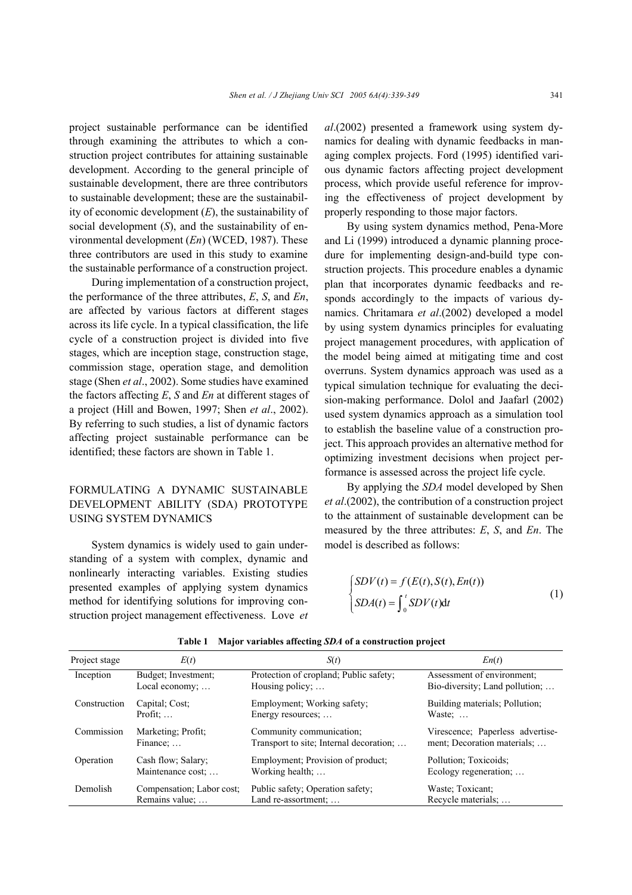project sustainable performance can be identified through examining the attributes to which a construction project contributes for attaining sustainable development. According to the general principle of sustainable development, there are three contributors to sustainable development; these are the sustainability of economic development (*E*), the sustainability of social development (*S*), and the sustainability of environmental development (*En*) (WCED, 1987). These three contributors are used in this study to examine the sustainable performance of a construction project.

During implementation of a construction project, the performance of the three attributes, *E*, *S*, and *En*, are affected by various factors at different stages across its life cycle. In a typical classification, the life cycle of a construction project is divided into five stages, which are inception stage, construction stage, commission stage, operation stage, and demolition stage (Shen *et al*., 2002). Some studies have examined the factors affecting *E*, *S* and *En* at different stages of a project (Hill and Bowen, 1997; Shen *et al*., 2002). By referring to such studies, a list of dynamic factors affecting project sustainable performance can be identified; these factors are shown in Table 1.

## FORMULATING A DYNAMIC SUSTAINABLE DEVELOPMENT ABILITY (SDA) PROTOTYPE USING SYSTEM DYNAMICS

System dynamics is widely used to gain understanding of a system with complex, dynamic and nonlinearly interacting variables. Existing studies presented examples of applying system dynamics method for identifying solutions for improving construction project management effectiveness. Love *et al*.(2002) presented a framework using system dynamics for dealing with dynamic feedbacks in managing complex projects. Ford (1995) identified various dynamic factors affecting project development process, which provide useful reference for improving the effectiveness of project development by properly responding to those major factors.

By using system dynamics method, Pena-More and Li (1999) introduced a dynamic planning procedure for implementing design-and-build type construction projects. This procedure enables a dynamic plan that incorporates dynamic feedbacks and responds accordingly to the impacts of various dynamics. Chritamara *et al*.(2002) developed a model by using system dynamics principles for evaluating project management procedures, with application of the model being aimed at mitigating time and cost overruns. System dynamics approach was used as a typical simulation technique for evaluating the decision-making performance. Dolol and Jaafarl (2002) used system dynamics approach as a simulation tool to establish the baseline value of a construction project. This approach provides an alternative method for optimizing investment decisions when project performance is assessed across the project life cycle.

By applying the *SDA* model developed by Shen *et al*.(2002), the contribution of a construction project to the attainment of sustainable development can be measured by the three attributes: *E*, *S*, and *En*. The model is described as follows:

$$\begin{cases} SDV(t) = f(E(t), S(t), En(t)) \\ SDA(t) = \int_0^t SDV(t)\mathrm{d}t \end{cases} \tag{1}$$

**Table 1 Major variables affecting *SDA* of a construction project**

| Project stage | $E(t)$ | $S(t)$ | $En(t)$ |
|---|---|---|---|
| Inception | Budget; Investment; Local economy; … | Protection of cropland; Public safety; Housing policy; … | Assessment of environment; Bio-diversity; Land pollution; … |
| Construction | Capital; Cost; Profit; … | Employment; Working safety; Energy resources; … | Building materials; Pollution; Waste; … |
| Commission | Marketing; Profit; Finance; … | Community communication; Transport to site; Internal decoration; … | Virescence; Paperless advertisement; Decoration materials; … |
| Operation | Cash flow; Salary; Maintenance cost; … | Employment; Provision of product; Working health; … | Pollution; Toxicoids; Ecology regeneration; … |
| Demolish | Compensation; Labor cost; Remains value; … | Public safety; Operation safety; Land re-assortment; … | Waste; Toxicant; Recycle materials; … |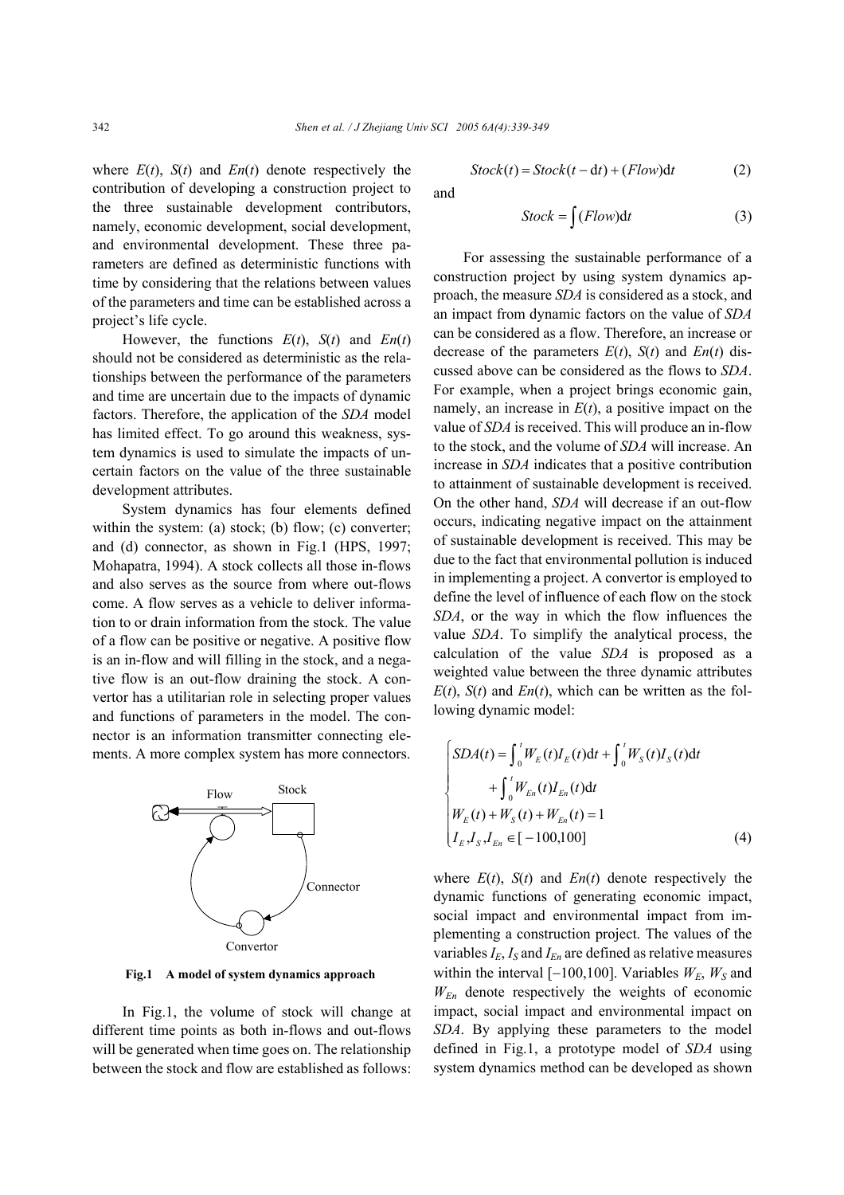where $E(t)$, $S(t)$ and $En(t)$ denote respectively the contribution of developing a construction project to the three sustainable development contributors, namely, economic development, social development, and environmental development. These three parameters are defined as deterministic functions with time by considering that the relations between values of the parameters and time can be established across a project's life cycle.

However, the functions $E(t)$, $S(t)$ and $En(t)$ should not be considered as deterministic as the relationships between the performance of the parameters and time are uncertain due to the impacts of dynamic factors. Therefore, the application of the *SDA* model has limited effect. To go around this weakness, system dynamics is used to simulate the impacts of uncertain factors on the value of the three sustainable development attributes.

System dynamics has four elements defined within the system: (a) stock; (b) flow; (c) converter; and (d) connector, as shown in Fig.1 (HPS, 1997; Mohapatra, 1994). A stock collects all those in-flows and also serves as the source from where out-flows come. A flow serves as a vehicle to deliver information to or drain information from the stock. The value of a flow can be positive or negative. A positive flow is an in-flow and will filling in the stock, and a negative flow is an out-flow draining the stock. A convertor has a utilitarian role in selecting proper values and functions of parameters in the model. The connector is an information transmitter connecting elements. A more complex system has more connectors.

Flow

Stock

Connector

Convertor

**Fig.1 A model of system dynamics approach**

In Fig.1, the volume of stock will change at different time points as both in-flows and out-flows will be generated when time goes on. The relationship between the stock and flow are established as follows:

$$Stock(t) = Stock(t - \mathrm{d}t) + (Flow)\mathrm{d}t \tag{2}$$

and

$$Stock = \int (Flow)\mathrm{d}t \tag{3}$$

For assessing the sustainable performance of a construction project by using system dynamics approach, the measure *SDA* is considered as a stock, and an impact from dynamic factors on the value of *SDA* can be considered as a flow. Therefore, an increase or decrease of the parameters $E(t)$, $S(t)$ and $En(t)$ discussed above can be considered as the flows to *SDA*. For example, when a project brings economic gain, namely, an increase in $E(t)$, a positive impact on the value of *SDA* is received. This will produce an in-flow to the stock, and the volume of *SDA* will increase. An increase in *SDA* indicates that a positive contribution to attainment of sustainable development is received. On the other hand, *SDA* will decrease if an out-flow occurs, indicating negative impact on the attainment of sustainable development is received. This may be due to the fact that environmental pollution is induced in implementing a project. A convertor is employed to define the level of influence of each flow on the stock *SDA*, or the way in which the flow influences the value *SDA*. To simplify the analytical process, the calculation of the value *SDA* is proposed as a weighted value between the three dynamic attributes $E(t)$, $S(t)$ and $En(t)$, which can be written as the following dynamic model:

$$\begin{cases} SDA(t) = \int_0^t W_E(t) I_E(t)\mathrm{d}t + \int_0^t W_S(t) I_S(t)\mathrm{d}t \\ \qquad + \int_0^t W_{En}(t) I_{En}(t)\mathrm{d}t \\ W_E(t) + W_S(t) + W_{En}(t) = 1 \\ I_E, I_S, I_{En} \in [-100, 100] \end{cases} \tag{4}$$

where $E(t)$, $S(t)$ and $En(t)$ denote respectively the dynamic functions of generating economic impact, social impact and environmental impact from implementing a construction project. The values of the variables $I_E$, $I_S$ and $I_{En}$ are defined as relative measures within the interval $[-100,100]$. Variables $W_E$, $W_S$ and $W_{En}$ denote respectively the weights of economic impact, social impact and environmental impact on *SDA*. By applying these parameters to the model defined in Fig.1, a prototype model of *SDA* using system dynamics method can be developed as shown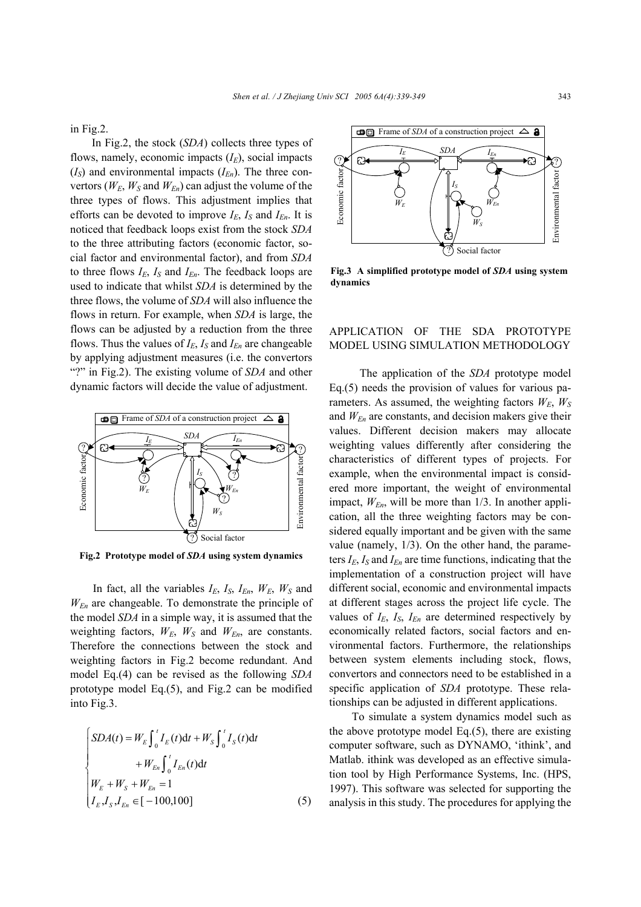in Fig.2.

In Fig.2, the stock (*SDA*) collects three types of flows, namely, economic impacts ($I_E$), social impacts ($I_S$) and environmental impacts ($I_{En}$). The three convertors ($W_E$, $W_S$ and $W_{En}$) can adjust the volume of the three types of flows. This adjustment implies that efforts can be devoted to improve $I_E$, $I_S$ and $I_{En}$. It is noticed that feedback loops exist from the stock *SDA* to the three attributing factors (economic factor, social factor and environmental factor), and from *SDA* to three flows $I_E$, $I_S$ and $I_{En}$. The feedback loops are used to indicate that whilst *SDA* is determined by the three flows, the volume of *SDA* will also influence the flows in return. For example, when *SDA* is large, the flows can be adjusted by a reduction from the three flows. Thus the values of $I_E$, $I_S$ and $I_{En}$ are changeable by applying adjustment measures (i.e. the convertors "?" in Fig.2). The existing volume of *SDA* and other dynamic factors will decide the value of adjustment.

**Fig.2 Prototype model of *SDA* using system dynamics**

In fact, all the variables $I_E$, $I_S$, $I_{En}$, $W_E$, $W_S$ and $W_{En}$ are changeable. To demonstrate the principle of the model *SDA* in a simple way, it is assumed that the weighting factors, $W_E$, $W_S$ and $W_{En}$, are constants. Therefore the connections between the stock and weighting factors in Fig.2 become redundant. And model Eq.(4) can be revised as the following *SDA* prototype model Eq.(5), and Fig.2 can be modified into Fig.3.

$$\begin{cases} SDA(t) = W_E \int_0^t I_E(t)\mathrm{d}t + W_S \int_0^t I_S(t)\mathrm{d}t \\ \qquad + W_{En} \int_0^t I_{En}(t)\mathrm{d}t \\ W_E + W_S + W_{En} = 1 \\ I_E, I_S, I_{En} \in [-100, 100] \end{cases} \tag{5}$$

**Fig.3 A simplified prototype model of *SDA* using system dynamics**

## APPLICATION OF THE SDA PROTOTYPE MODEL USING SIMULATION METHODOLOGY

The application of the *SDA* prototype model Eq.(5) needs the provision of values for various parameters. As assumed, the weighting factors $W_E$, $W_S$ and $W_{En}$ are constants, and decision makers give their values. Different decision makers may allocate weighting values differently after considering the characteristics of different types of projects. For example, when the environmental impact is considered more important, the weight of environmental impact, $W_{En}$, will be more than 1/3. In another application, all the three weighting factors may be considered equally important and be given with the same value (namely, 1/3). On the other hand, the parameters $I_E$, $I_S$ and $I_{En}$ are time functions, indicating that the implementation of a construction project will have different social, economic and environmental impacts at different stages across the project life cycle. The values of $I_E$, $I_S$, $I_{En}$ are determined respectively by economically related factors, social factors and environmental factors. Furthermore, the relationships between system elements including stock, flows, convertors and connectors need to be established in a specific application of *SDA* prototype. These relationships can be adjusted in different applications.

To simulate a system dynamics model such as the above prototype model Eq.(5), there are existing computer software, such as DYNAMO, 'ithink', and Matlab. ithink was developed as an effective simulation tool by High Performance Systems, Inc. (HPS, 1997). This software was selected for supporting the analysis in this study. The procedures for applying the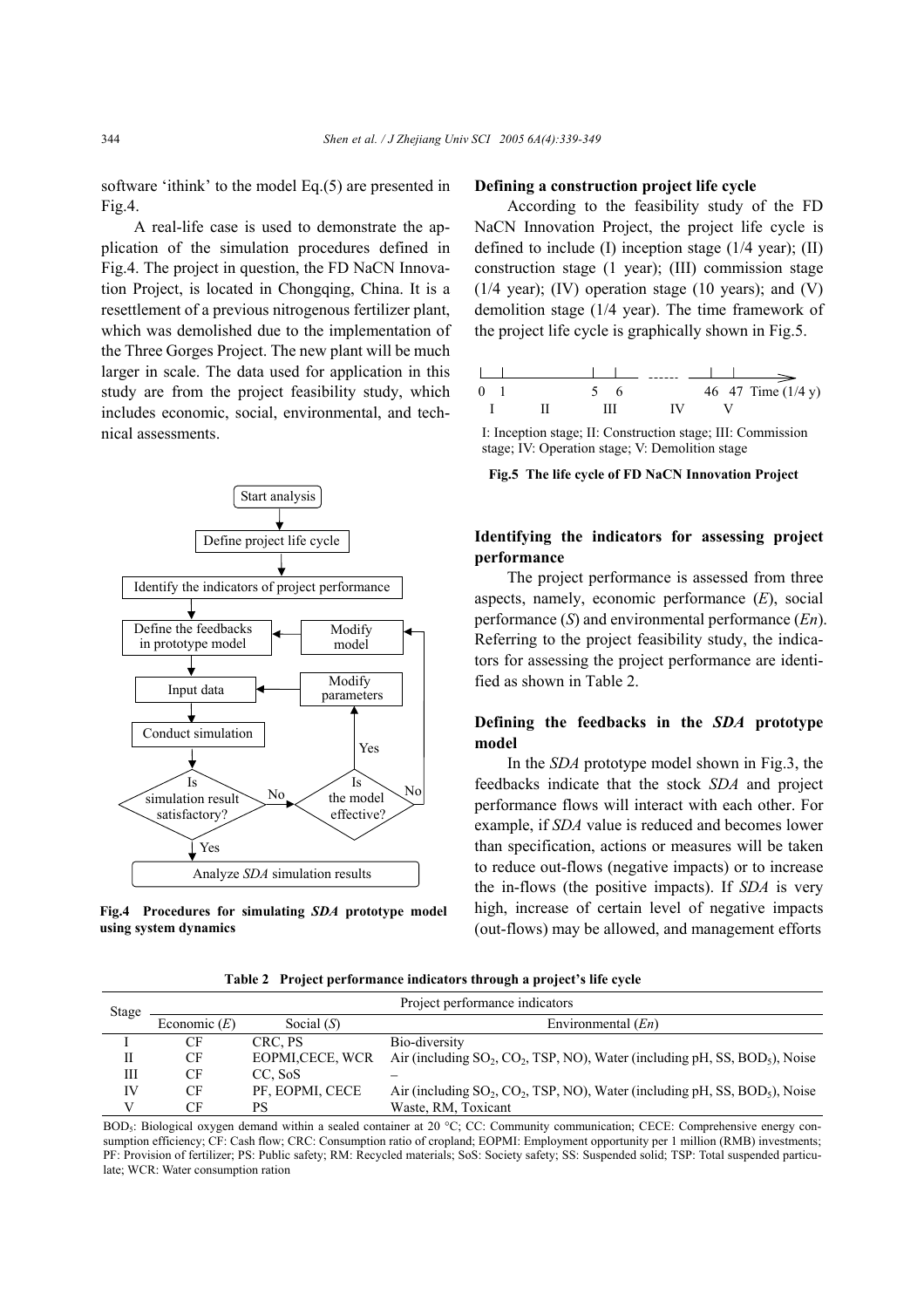software 'ithink' to the model Eq.(5) are presented in Fig.4.

A real-life case is used to demonstrate the application of the simulation procedures defined in Fig.4. The project in question, the FD NaCN Innovation Project, is located in Chongqing, China. It is a resettlement of a previous nitrogenous fertilizer plant, which was demolished due to the implementation of the Three Gorges Project. The new plant will be much larger in scale. The data used for application in this study are from the project feasibility study, which includes economic, social, environmental, and technical assessments.

**Fig.4 Procedures for simulating *SDA* prototype model using system dynamics**

**Defining a construction project life cycle**

According to the feasibility study of the FD NaCN Innovation Project, the project life cycle is defined to include (I) inception stage (1/4 year); (II) construction stage (1 year); (III) commission stage (1/4 year); (IV) operation stage (10 years); and (V) demolition stage (1/4 year). The time framework of the project life cycle is graphically shown in Fig.5.

I: Inception stage; II: Construction stage; III: Commission stage; IV: Operation stage; V: Demolition stage

**Fig.5 The life cycle of FD NaCN Innovation Project**

**Identifying the indicators for assessing project performance**

The project performance is assessed from three aspects, namely, economic performance (*E*), social performance (*S*) and environmental performance (*En*). Referring to the project feasibility study, the indicators for assessing the project performance are identified as shown in Table 2.

**Defining the feedbacks in the *SDA* prototype model**

In the *SDA* prototype model shown in Fig.3, the feedbacks indicate that the stock *SDA* and project performance flows will interact with each other. For example, if *SDA* value is reduced and becomes lower than specification, actions or measures will be taken to reduce out-flows (negative impacts) or to increase the in-flows (the positive impacts). If *SDA* is very high, increase of certain level of negative impacts (out-flows) may be allowed, and management efforts

**Table 2 Project performance indicators through a project's life cycle**

| Stage | Project performance indicators | | |
|---|---|---|---|
| | Economic (*E*) | Social (*S*) | Environmental (*En*) |
| I | CF | CRC, PS | Bio-diversity |
| II | CF | EOPMI,CECE, WCR | Air (including $SO_2$, $CO_2$, TSP, NO), Water (including pH, SS, $BOD_5$), Noise |
| III | CF | CC, SoS | – |
| IV | CF | PF, EOPMI, CECE | Air (including $SO_2$, $CO_2$, TSP, NO), Water (including pH, SS, $BOD_5$), Noise |
| V | CF | PS | Waste, RM, Toxicant |

$BOD_5$: Biological oxygen demand within a sealed container at 20 °C; CC: Community communication; CECE: Comprehensive energy consumption efficiency; CF: Cash flow; CRC: Consumption ratio of cropland; EOPMI: Employment opportunity per 1 million (RMB) investments; PF: Provision of fertilizer; PS: Public safety; RM: Recycled materials; SoS: Society safety; SS: Suspended solid; TSP: Total suspended particulate; WCR: Water consumption ration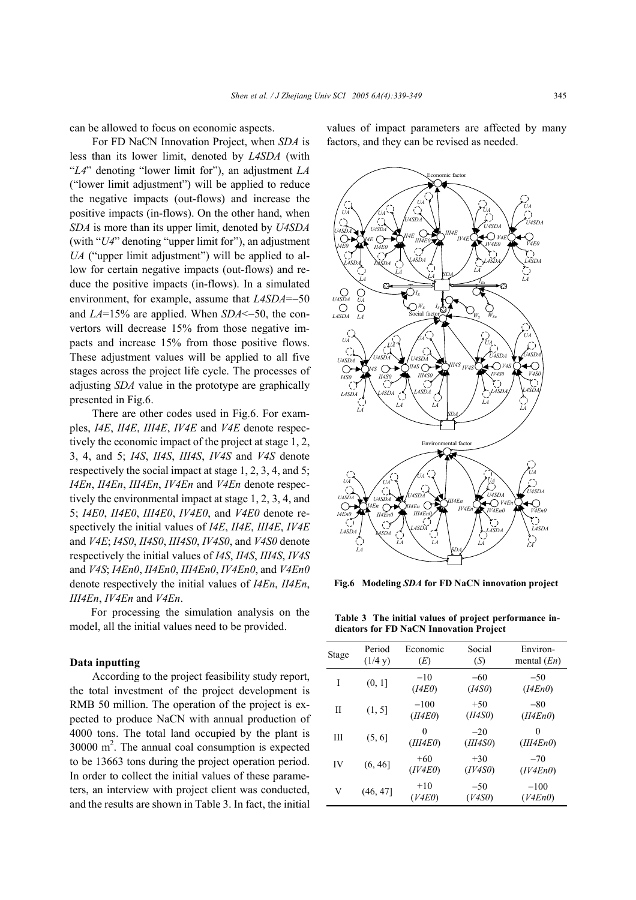can be allowed to focus on economic aspects.

For FD NaCN Innovation Project, when *SDA* is less than its lower limit, denoted by *L4SDA* (with "*L4*" denoting "lower limit for"), an adjustment *LA* ("lower limit adjustment") will be applied to reduce the negative impacts (out-flows) and increase the positive impacts (in-flows). On the other hand, when *SDA* is more than its upper limit, denoted by *U4SDA* (with "*U4*" denoting "upper limit for"), an adjustment *UA* ("upper limit adjustment") will be applied to allow for certain negative impacts (out-flows) and reduce the positive impacts (in-flows). In a simulated environment, for example, assume that *L4SDA*=−50 and *LA*=15% are applied. When *SDA*<−50, the convertors will decrease 15% from those negative impacts and increase 15% from those positive flows. These adjustment values will be applied to all five stages across the project life cycle. The processes of adjusting *SDA* value in the prototype are graphically presented in Fig.6.

There are other codes used in Fig.6. For examples, *I4E*, *II4E*, *III4E*, *IV4E* and *V4E* denote respectively the economic impact of the project at stage 1, 2, 3, 4, and 5; *I4S*, *II4S*, *III4S*, *IV4S* and *V4S* denote respectively the social impact at stage 1, 2, 3, 4, and 5; *I4En*, *II4En*, *III4En*, *IV4En* and *V4En* denote respectively the environmental impact at stage 1, 2, 3, 4, and 5; *I4E0*, *II4E0*, *III4E0*, *IV4E0*, and *V4E0* denote respectively the initial values of *I4E*, *II4E*, *III4E*, *IV4E* and *V4E*; *I4S0*, *II4S0*, *III4S0*, *IV4S0*, and *V4S0* denote respectively the initial values of *I4S*, *II4S*, *III4S*, *IV4S* and *V4S*; *I4En0*, *II4En0*, *III4En0*, *IV4En0*, and *V4En0* denote respectively the initial values of *I4En*, *II4En*, *III4En*, *IV4En* and *V4En*.

For processing the simulation analysis on the model, all the initial values need to be provided.

### Data inputting

According to the project feasibility study report, the total investment of the project development is RMB 50 million. The operation of the project is expected to produce NaCN with annual production of 4000 tons. The total land occupied by the plant is 30000 $m^2$. The annual coal consumption is expected to be 13663 tons during the project operation period. In order to collect the initial values of these parameters, an interview with project client was conducted, and the results are shown in Table 3. In fact, the initial values of impact parameters are affected by many factors, and they can be revised as needed.

**Fig.6 Modeling *SDA* for FD NaCN innovation project**

**Table 3 The initial values of project performance indicators for FD NaCN Innovation Project**

| Stage | Period (1/4 y) | Economic (*E*) | Social (*S*) | Environmental (*En*) |
|---|---|---|---|---|
| I | (0, 1] | −10 (*I4E0*) | −60 (*I4S0*) | −50 (*I4En0*) |
| II | (1, 5] | −100 (*II4E0*) | +50 (*II4S0*) | −80 (*II4En0*) |
| III | (5, 6] | 0 (*III4E0*) | −20 (*III4S0*) | 0 (*III4En0*) |
| IV | (6, 46] | +60 (*IV4E0*) | +30 (*IV4S0*) | −70 (*IV4En0*) |
| V | (46, 47] | +10 (*V4E0*) | −50 (*V4S0*) | −100 (*V4En0*) |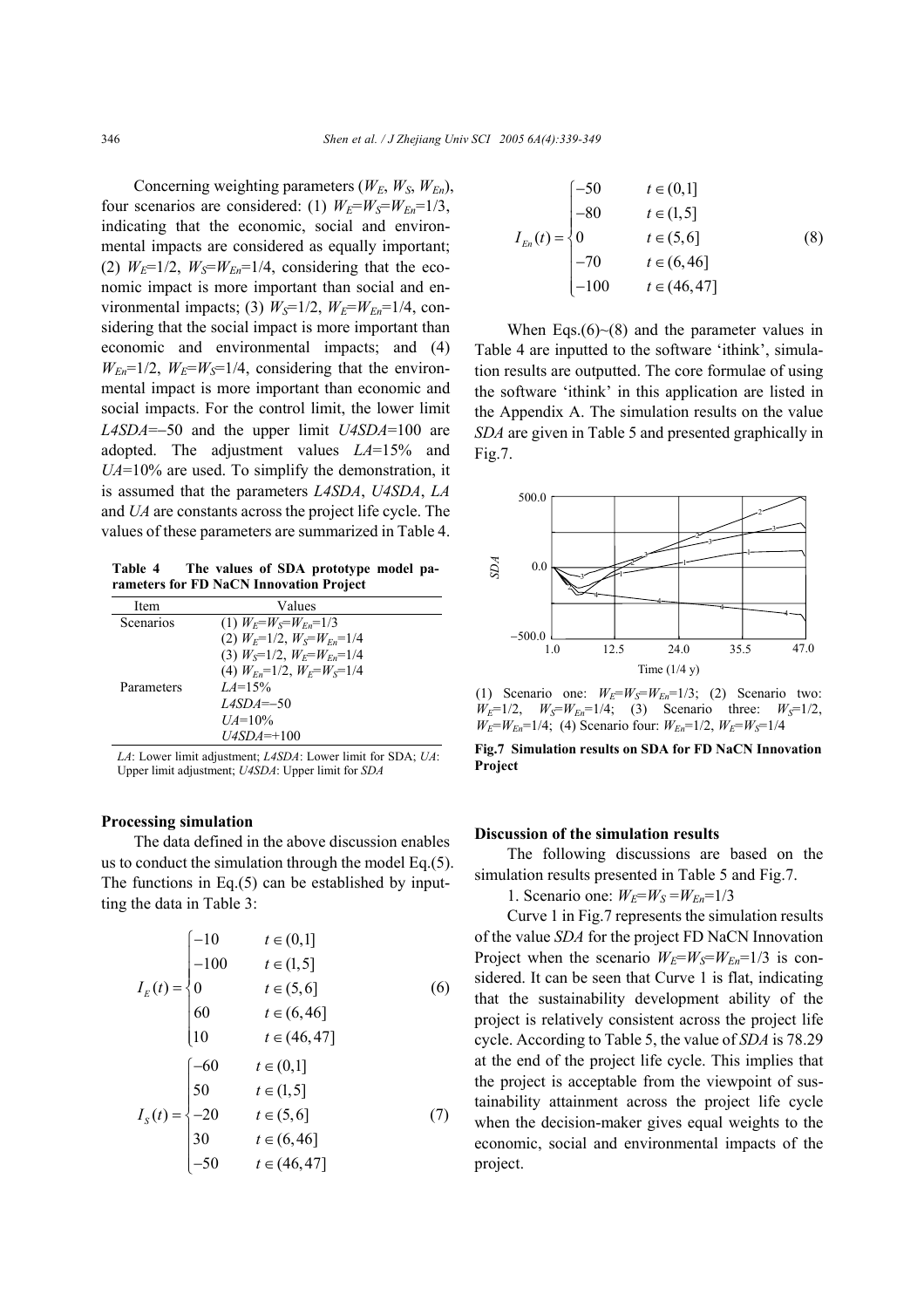Concerning weighting parameters ($W_E$, $W_S$, $W_{En}$), four scenarios are considered: (1) $W_E=W_S=W_{En}=1/3$, indicating that the economic, social and environmental impacts are considered as equally important; (2) $W_E=1/2$, $W_S=W_{En}=1/4$, considering that the economic impact is more important than social and environmental impacts; (3) $W_S=1/2$, $W_E=W_{En}=1/4$, considering that the social impact is more important than economic and environmental impacts; and (4) $W_{En}=1/2$, $W_E=W_S=1/4$, considering that the environmental impact is more important than economic and social impacts. For the control limit, the lower limit $L4SDA=-50$ and the upper limit $U4SDA=100$ are adopted. The adjustment values $LA=15\%$ and $UA=10\%$ are used. To simplify the demonstration, it is assumed that the parameters $L4SDA$, $U4SDA$, $LA$ and $UA$ are constants across the project life cycle. The values of these parameters are summarized in Table 4.

**Table 4 The values of SDA prototype model parameters for FD NaCN Innovation Project**

| Item | Values |
|---|---|
| Scenarios | (1) $W_E=W_S=W_{En}=1/3$ |
| | (2) $W_E=1/2$, $W_S=W_{En}=1/4$ |
| | (3) $W_S=1/2$, $W_E=W_{En}=1/4$ |
| | (4) $W_{En}=1/2$, $W_E=W_S=1/4$ |
| Parameters | $LA=15\%$ |
| | $L4SDA=-50$ |
| | $UA=10\%$ |
| | $U4SDA=+100$ |

*LA*: Lower limit adjustment; *L4SDA*: Lower limit for SDA; *UA*: Upper limit adjustment; *U4SDA*: Upper limit for *SDA*

### Processing simulation

The data defined in the above discussion enables us to conduct the simulation through the model Eq.(5). The functions in Eq.(5) can be established by inputting the data in Table 3:

$$I_E(t)=\begin{cases}-10 & t\in(0,1]\\ -100 & t\in(1,5]\\ 0 & t\in(5,6]\\ 60 & t\in(6,46]\\ 10 & t\in(46,47]\end{cases} \tag{6}$$

$$I_S(t)=\begin{cases}-60 & t\in(0,1]\\ 50 & t\in(1,5]\\ -20 & t\in(5,6]\\ 30 & t\in(6,46]\\ -50 & t\in(46,47]\end{cases} \tag{7}$$

$$I_{En}(t)=\begin{cases}-50 & t\in(0,1]\\ -80 & t\in(1,5]\\ 0 & t\in(5,6]\\ -70 & t\in(6,46]\\ -100 & t\in(46,47]\end{cases} \tag{8}$$

When Eqs.(6)~(8) and the parameter values in Table 4 are inputted to the software 'ithink', simulation results are outputted. The core formulae of using the software 'ithink' in this application are listed in the Appendix A. The simulation results on the value *SDA* are given in Table 5 and presented graphically in Fig.7.

(1) Scenario one: $W_E=W_S=W_{En}=1/3$; (2) Scenario two: $W_E=1/2$, $W_S=W_{En}=1/4$; (3) Scenario three: $W_S=1/2$, $W_E=W_{En}=1/4$; (4) Scenario four: $W_{En}=1/2$, $W_E=W_S=1/4$

**Fig.7 Simulation results on SDA for FD NaCN Innovation Project**

### Discussion of the simulation results

The following discussions are based on the simulation results presented in Table 5 and Fig.7.

1. Scenario one: $W_E=W_S=W_{En}=1/3$

Curve 1 in Fig.7 represents the simulation results of the value *SDA* for the project FD NaCN Innovation Project when the scenario $W_E=W_S=W_{En}=1/3$ is considered. It can be seen that Curve 1 is flat, indicating that the sustainability development ability of the project is relatively consistent across the project life cycle. According to Table 5, the value of *SDA* is 78.29 at the end of the project life cycle. This implies that the project is acceptable from the viewpoint of sustainability attainment across the project life cycle when the decision-maker gives equal weights to the economic, social and environmental impacts of the project.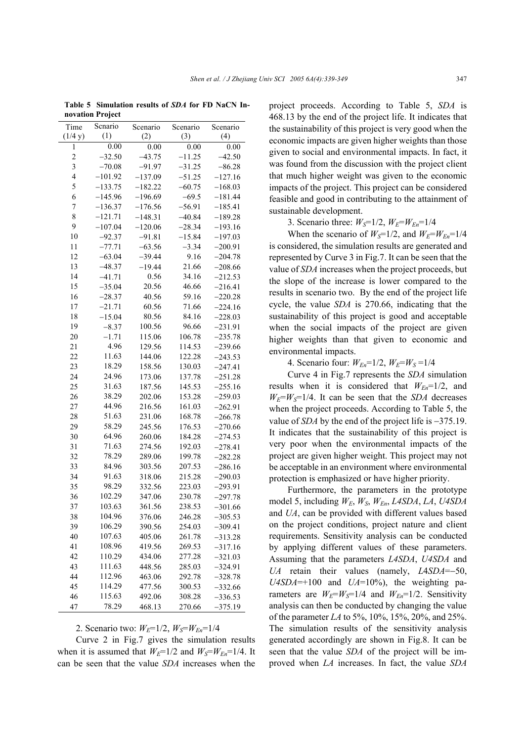**Table 5 Simulation results of *SDA* for FD NaCN Innovation Project**

| Time (1/4 y) | Scnario (1) | Scenario (2) | Scenario (3) | Scenario (4) |
|---|---|---|---|---|
| 1 | 0.00 | 0.00 | 0.00 | 0.00 |
| 2 | −32.50 | −43.75 | −11.25 | −42.50 |
| 3 | −70.08 | −91.97 | −31.25 | −86.28 |
| 4 | −101.92 | −137.09 | −51.25 | −127.16 |
| 5 | −133.75 | −182.22 | −60.75 | −168.03 |
| 6 | −145.96 | −196.69 | −69.5 | −181.44 |
| 7 | −136.37 | −176.56 | −56.91 | −185.41 |
| 8 | −121.71 | −148.31 | −40.84 | −189.28 |
| 9 | −107.04 | −120.06 | −28.34 | −193.16 |
| 10 | −92.37 | −91.81 | −15.84 | −197.03 |
| 11 | −77.71 | −63.56 | −3.34 | −200.91 |
| 12 | −63.04 | −39.44 | 9.16 | −204.78 |
| 13 | −48.37 | −19.44 | 21.66 | −208.66 |
| 14 | −41.71 | 0.56 | 34.16 | −212.53 |
| 15 | −35.04 | 20.56 | 46.66 | −216.41 |
| 16 | −28.37 | 40.56 | 59.16 | −220.28 |
| 17 | −21.71 | 60.56 | 71.66 | −224.16 |
| 18 | −15.04 | 80.56 | 84.16 | −228.03 |
| 19 | −8.37 | 100.56 | 96.66 | −231.91 |
| 20 | −1.71 | 115.06 | 106.78 | −235.78 |
| 21 | 4.96 | 129.56 | 114.53 | −239.66 |
| 22 | 11.63 | 144.06 | 122.28 | −243.53 |
| 23 | 18.29 | 158.56 | 130.03 | −247.41 |
| 24 | 24.96 | 173.06 | 137.78 | −251.28 |
| 25 | 31.63 | 187.56 | 145.53 | −255.16 |
| 26 | 38.29 | 202.06 | 153.28 | −259.03 |
| 27 | 44.96 | 216.56 | 161.03 | −262.91 |
| 28 | 51.63 | 231.06 | 168.78 | −266.78 |
| 29 | 58.29 | 245.56 | 176.53 | −270.66 |
| 30 | 64.96 | 260.06 | 184.28 | −274.53 |
| 31 | 71.63 | 274.56 | 192.03 | −278.41 |
| 32 | 78.29 | 289.06 | 199.78 | −282.28 |
| 33 | 84.96 | 303.56 | 207.53 | −286.16 |
| 34 | 91.63 | 318.06 | 215.28 | −290.03 |
| 35 | 98.29 | 332.56 | 223.03 | −293.91 |
| 36 | 102.29 | 347.06 | 230.78 | −297.78 |
| 37 | 103.63 | 361.56 | 238.53 | −301.66 |
| 38 | 104.96 | 376.06 | 246.28 | −305.53 |
| 39 | 106.29 | 390.56 | 254.03 | −309.41 |
| 40 | 107.63 | 405.06 | 261.78 | −313.28 |
| 41 | 108.96 | 419.56 | 269.53 | −317.16 |
| 42 | 110.29 | 434.06 | 277.28 | −321.03 |
| 43 | 111.63 | 448.56 | 285.03 | −324.91 |
| 44 | 112.96 | 463.06 | 292.78 | −328.78 |
| 45 | 114.29 | 477.56 | 300.53 | −332.66 |
| 46 | 115.63 | 492.06 | 308.28 | −336.53 |
| 47 | 78.29 | 468.13 | 270.66 | −375.19 |

2. Scenario two: $W_E$=1/2, $W_S$=$W_{En}$=1/4

Curve 2 in Fig.7 gives the simulation results when it is assumed that $W_E$=1/2 and $W_S$=$W_{En}$=1/4. It can be seen that the value *SDA* increases when the project proceeds. According to Table 5, *SDA* is 468.13 by the end of the project life. It indicates that the sustainability of this project is very good when the economic impacts are given higher weights than those given to social and environmental impacts. In fact, it was found from the discussion with the project client that much higher weight was given to the economic impacts of the project. This project can be considered feasible and good in contributing to the attainment of sustainable development.

3. Scenario three: $W_S$=1/2, $W_E$=$W_{En}$=1/4

When the scenario of $W_S$=1/2, and $W_E$=$W_{En}$=1/4 is considered, the simulation results are generated and represented by Curve 3 in Fig.7. It can be seen that the value of *SDA* increases when the project proceeds, but the slope of the increase is lower compared to the results in scenario two. By the end of the project life cycle, the value *SDA* is 270.66, indicating that the sustainability of this project is good and acceptable when the social impacts of the project are given higher weights than that given to economic and environmental impacts.

4. Scenario four: $W_{En}$=1/2, $W_E$=$W_S$ =1/4

Curve 4 in Fig.7 represents the *SDA* simulation results when it is considered that $W_{En}$=1/2, and $W_E$=$W_S$=1/4. It can be seen that the *SDA* decreases when the project proceeds. According to Table 5, the value of *SDA* by the end of the project life is −375.19. It indicates that the sustainability of this project is very poor when the environmental impacts of the project are given higher weight. This project may not be acceptable in an environment where environmental protection is emphasized or have higher priority.

Furthermore, the parameters in the prototype model 5, including $W_E$, $W_S$, $W_{En}$, *L4SDA*, *LA*, *U4SDA* and *UA*, can be provided with different values based on the project conditions, project nature and client requirements. Sensitivity analysis can be conducted by applying different values of these parameters. Assuming that the parameters *L4SDA*, *U4SDA* and *UA* retain their values (namely, *L4SDA*=−50, *U4SDA*=+100 and *UA*=10%), the weighting parameters are $W_E$=$W_S$=1/4 and $W_{En}$=1/2. Sensitivity analysis can then be conducted by changing the value of the parameter *LA* to 5%, 10%, 15%, 20%, and 25%. The simulation results of the sensitivity analysis generated accordingly are shown in Fig.8. It can be seen that the value *SDA* of the project will be improved when *LA* increases. In fact, the value *SDA*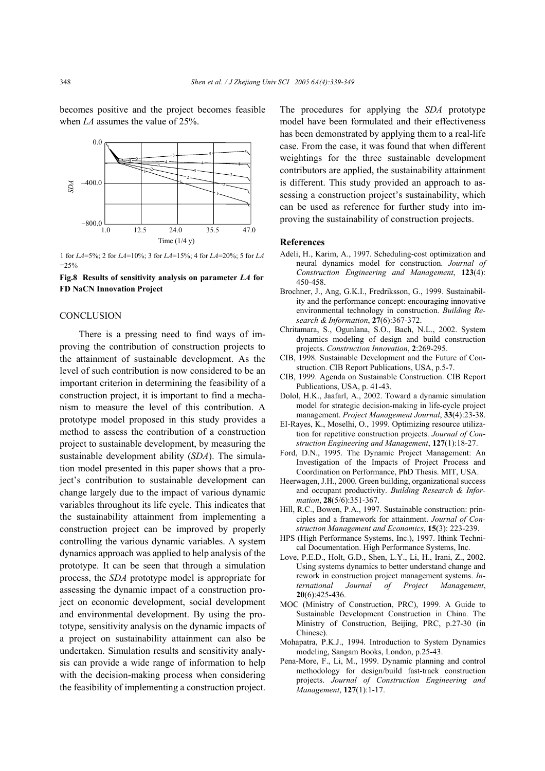becomes positive and the project becomes feasible when *LA* assumes the value of 25%.

1 for *LA*=5%; 2 for *LA*=10%; 3 for *LA*=15%; 4 for *LA*=20%; 5 for *LA* =25%

**Fig.8 Results of sensitivity analysis on parameter *LA* for FD NaCN Innovation Project**

## CONCLUSION

There is a pressing need to find ways of improving the contribution of construction projects to the attainment of sustainable development. As the level of such contribution is now considered to be an important criterion in determining the feasibility of a construction project, it is important to find a mechanism to measure the level of this contribution. A prototype model proposed in this study provides a method to assess the contribution of a construction project to sustainable development, by measuring the sustainable development ability (*SDA*). The simulation model presented in this paper shows that a project's contribution to sustainable development can change largely due to the impact of various dynamic variables throughout its life cycle. This indicates that the sustainability attainment from implementing a construction project can be improved by properly controlling the various dynamic variables. A system dynamics approach was applied to help analysis of the prototype. It can be seen that through a simulation process, the *SDA* prototype model is appropriate for assessing the dynamic impact of a construction project on economic development, social development and environmental development. By using the prototype, sensitivity analysis on the dynamic impacts of a project on sustainability attainment can also be undertaken. Simulation results and sensitivity analysis can provide a wide range of information to help with the decision-making process when considering the feasibility of implementing a construction project. The procedures for applying the *SDA* prototype model have been formulated and their effectiveness has been demonstrated by applying them to a real-life case. From the case, it was found that when different weightings for the three sustainable development contributors are applied, the sustainability attainment is different. This study provided an approach to assessing a construction project's sustainability, which can be used as reference for further study into improving the sustainability of construction projects.

## References

Adeli, H., Karim, A., 1997. Scheduling-cost optimization and neural dynamics model for construction. *Journal of Construction Engineering and Management*, **123**(4): 450-458.

Brochner, J., Ang, G.K.I., Fredriksson, G., 1999. Sustainability and the performance concept: encouraging innovative environmental technology in construction. *Building Research & Information*, **27**(6):367-372.

Chritamara, S., Ogunlana, S.O., Bach, N.L., 2002. System dynamics modeling of design and build construction projects. *Construction Innovation*, **2**:269-295.

CIB, 1998. Sustainable Development and the Future of Construction. CIB Report Publications, USA, p.5-7.

CIB, 1999. Agenda on Sustainable Construction. CIB Report Publications, USA, p. 41-43.

Dolol, H.K., Jaafarl, A., 2002. Toward a dynamic simulation model for strategic decision-making in life-cycle project management. *Project Management Journal*, **33**(4):23-38.

EI-Rayes, K., Moselhi, O., 1999. Optimizing resource utilization for repetitive construction projects. *Journal of Construction Engineering and Management*, **127**(1):18-27.

Ford, D.N., 1995. The Dynamic Project Management: An Investigation of the Impacts of Project Process and Coordination on Performance, PhD Thesis. MIT, USA.

Heerwagen, J.H., 2000. Green building, organizational success and occupant productivity. *Building Research & Information*, **28**(5/6):351-367.

Hill, R.C., Bowen, P.A., 1997. Sustainable construction: principles and a framework for attainment. *Journal of Construction Management and Economics*, **15**(3): 223-239.

HPS (High Performance Systems, Inc.), 1997. Ithink Technical Documentation. High Performance Systems, Inc.

Love, P.E.D., Holt, G.D., Shen, L.Y., Li, H., Irani, Z., 2002. Using systems dynamics to better understand change and rework in construction project management systems. *International Journal of Project Management*, **20**(6):425-436.

MOC (Ministry of Construction, PRC), 1999. A Guide to Sustainable Development Construction in China. The Ministry of Construction, Beijing, PRC, p.27-30 (in Chinese).

Mohapatra, P.K.J., 1994. Introduction to System Dynamics modeling, Sangam Books, London, p.25-43.

Pena-More, F., Li, M., 1999. Dynamic planning and control methodology for design/build fast-track construction projects. *Journal of Construction Engineering and Management*, **127**(1):1-17.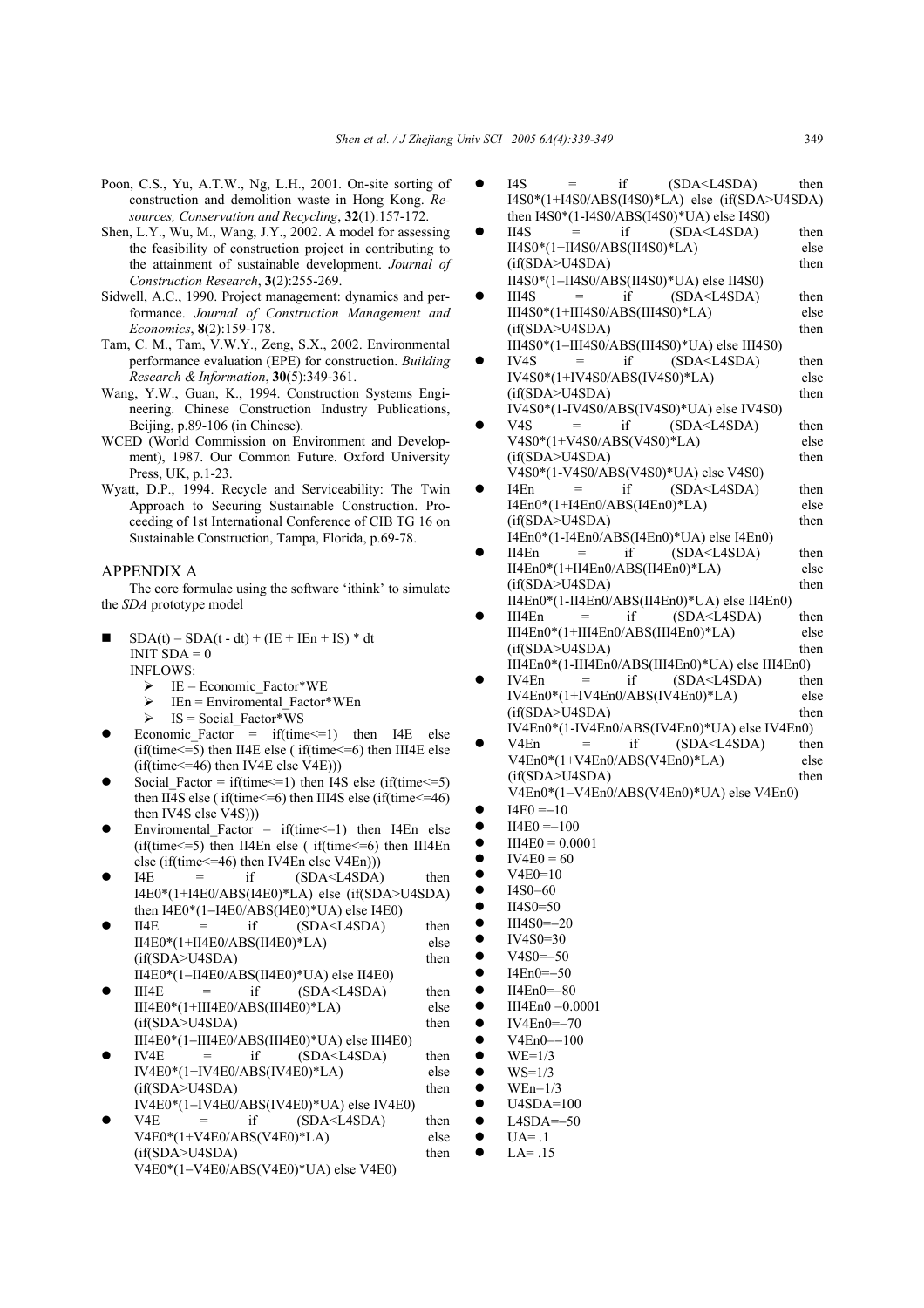- Poon, C.S., Yu, A.T.W., Ng, L.H., 2001. On-site sorting of construction and demolition waste in Hong Kong. *Resources, Conservation and Recycling*, **32**(1):157-172.
- Shen, L.Y., Wu, M., Wang, J.Y., 2002. A model for assessing the feasibility of construction project in contributing to the attainment of sustainable development. *Journal of Construction Research*, **3**(2):255-269.
- Sidwell, A.C., 1990. Project management: dynamics and performance. *Journal of Construction Management and Economics*, **8**(2):159-178.
- Tam, C. M., Tam, V.W.Y., Zeng, S.X., 2002. Environmental performance evaluation (EPE) for construction. *Building Research & Information*, **30**(5):349-361.
- Wang, Y.W., Guan, K., 1994. Construction Systems Engineering. Chinese Construction Industry Publications, Beijing, p.89-106 (in Chinese).
- WCED (World Commission on Environment and Development), 1987. Our Common Future. Oxford University Press, UK, p.1-23.
- Wyatt, D.P., 1994. Recycle and Serviceability: The Twin Approach to Securing Sustainable Construction. Proceeding of 1st International Conference of CIB TG 16 on Sustainable Construction, Tampa, Florida, p.69-78.

## APPENDIX A

The core formulae using the software 'ithink' to simulate the *SDA* prototype model

- SDA(t) = SDA(t - dt) + (IE + IEn + IS) * dt
  INIT SDA = 0
  INFLOWS:
  - IE = Economic_Factor*WE
  - IEn = Enviromental_Factor*WEn
  - IS = Social_Factor*WS
- Economic_Factor = if(time<=1) then I4E else (if(time<=5) then II4E else ( if(time<=6) then III4E else (if(time<=46) then IV4E else V4E)))
- Social_Factor = if(time<=1) then I4S else (if(time<=5) then II4S else ( if(time<=6) then III4S else (if(time<=46) then IV4S else V4S)))
- Enviromental_Factor = if(time<=1) then I4En else (if(time<=5) then II4En else ( if(time<=6) then III4En else (if(time<=46) then IV4En else V4En)))
- I4E = if (SDA<L4SDA) then I4E0*(1+I4E0/ABS(I4E0)*LA) else (if(SDA>U4SDA) then I4E0*(1−I4E0/ABS(I4E0)*UA) else I4E0)
- II4E = if (SDA<L4SDA) then II4E0*(1+II4E0/ABS(II4E0)*LA) else (if(SDA>U4SDA) then II4E0*(1−II4E0/ABS(II4E0)*UA) else II4E0)
- III4E = if (SDA<L4SDA) then III4E0*(1+III4E0/ABS(III4E0)*LA) else (if(SDA>U4SDA) then III4E0*(1−III4E0/ABS(III4E0)*UA) else III4E0)
- IV4E = if (SDA<L4SDA) then IV4E0*(1+IV4E0/ABS(IV4E0)*LA) else (if(SDA>U4SDA) then IV4E0*(1−IV4E0/ABS(IV4E0)*UA) else IV4E0)
- V4E = if (SDA<L4SDA) then V4E0*(1+V4E0/ABS(V4E0)*LA) else (if(SDA>U4SDA) then V4E0*(1−V4E0/ABS(V4E0)*UA) else V4E0)
- I4S = if (SDA<L4SDA) then I4S0*(1+I4S0/ABS(I4S0)*LA) else (if(SDA>U4SDA) then I4S0*(1-I4S0/ABS(I4S0)*UA) else I4S0)
- II4S = if (SDA<L4SDA) then II4S0*(1+II4S0/ABS(II4S0)*LA) else (if(SDA>U4SDA) then II4S0*(1−II4S0/ABS(II4S0)*UA) else II4S0)
- III4S = if (SDA<L4SDA) then III4S0*(1+III4S0/ABS(III4S0)*LA) else (if(SDA>U4SDA) then III4S0*(1−III4S0/ABS(III4S0)*UA) else III4S0)
- IV4S = if (SDA<L4SDA) then IV4S0*(1+IV4S0/ABS(IV4S0)*LA) else (if(SDA>U4SDA) then IV4S0*(1-IV4S0/ABS(IV4S0)*UA) else IV4S0)
- V4S = if (SDA<L4SDA) then V4S0*(1+V4S0/ABS(V4S0)*LA) else (if(SDA>U4SDA) then V4S0*(1-V4S0/ABS(V4S0)*UA) else V4S0)
- I4En = if (SDA<L4SDA) then I4En0*(1+I4En0/ABS(I4En0)*LA) else (if(SDA>U4SDA) then I4En0*(1-I4En0/ABS(I4En0)*UA) else I4En0)
- II4En = if (SDA<L4SDA) then II4En0*(1+II4En0/ABS(II4En0)*LA) else (if(SDA>U4SDA) then II4En0*(1-II4En0/ABS(II4En0)*UA) else II4En0)
- III4En = if (SDA<L4SDA) then III4En0*(1+III4En0/ABS(III4En0)*LA) else (if(SDA>U4SDA) then III4En0*(1-III4En0/ABS(III4En0)*UA) else III4En0)
- IV4En = if (SDA<L4SDA) then IV4En0*(1+IV4En0/ABS(IV4En0)*LA) else (if(SDA>U4SDA) then IV4En0*(1-IV4En0/ABS(IV4En0)*UA) else IV4En0)
- V4En = if (SDA<L4SDA) then V4En0*(1+V4En0/ABS(V4En0)*LA) else (if(SDA>U4SDA) then V4En0*(1−V4En0/ABS(V4En0)*UA) else V4En0)
- I4E0 =−10
- II4E0 =−100
- III4E0 = 0.0001
- IV4E0 = 60
- V4E0=10
- I4S0=60
- II4S0=50
- III4S0=−20
- IV4S0=30
- V4S0=−50
- I4En0=−50
- II4En0=−80
- III4En0 =0.0001
- IV4En0=−70
- V4En0=−100
- WE=1/3
- WS=1/3
- WEn=1/3
- U4SDA=100
- L4SDA=−50
- UA= .1
- LA= .15